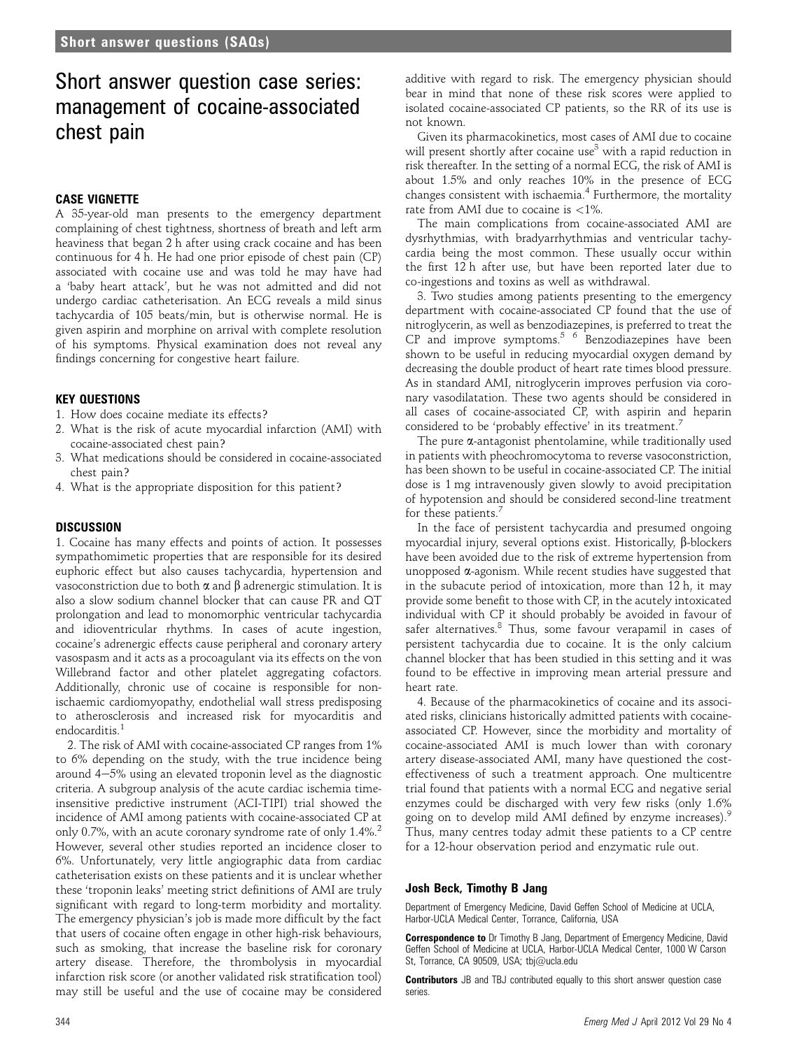# Short answer question case series: management of cocaine-associated chest pain

## CASE VIGNETTE

A 35-year-old man presents to the emergency department complaining of chest tightness, shortness of breath and left arm heaviness that began 2 h after using crack cocaine and has been continuous for 4 h. He had one prior episode of chest pain (CP) associated with cocaine use and was told he may have had a 'baby heart attack', but he was not admitted and did not undergo cardiac catheterisation. An ECG reveals a mild sinus tachycardia of 105 beats/min, but is otherwise normal. He is given aspirin and morphine on arrival with complete resolution of his symptoms. Physical examination does not reveal any findings concerning for congestive heart failure.

## KEY QUESTIONS

1. How does cocaine mediate its effects?
2. What is the risk of acute myocardial infarction (AMI) with cocaine-associated chest pain?
3. What medications should be considered in cocaine-associated chest pain?
4. What is the appropriate disposition for this patient?

## DISCUSSION

1. Cocaine has many effects and points of action. It possesses sympathomimetic properties that are responsible for its desired euphoric effect but also causes tachycardia, hypertension and vasoconstriction due to both α and β adrenergic stimulation. It is also a slow sodium channel blocker that can cause PR and QT prolongation and lead to monomorphic ventricular tachycardia and idioventricular rhythms. In cases of acute ingestion, cocaine's adrenergic effects cause peripheral and coronary artery vasospasm and it acts as a procoagulant via its effects on the von Willebrand factor and other platelet aggregating cofactors. Additionally, chronic use of cocaine is responsible for non-ischaemic cardiomyopathy, endothelial wall stress predisposing to atherosclerosis and increased risk for myocarditis and endocarditis.[1]

2. The risk of AMI with cocaine-associated CP ranges from 1% to 6% depending on the study, with the true incidence being around 4–5% using an elevated troponin level as the diagnostic criteria. A subgroup analysis of the acute cardiac ischemia time-insensitive predictive instrument (ACI-TIPI) trial showed the incidence of AMI among patients with cocaine-associated CP at only 0.7%, with an acute coronary syndrome rate of only 1.4%.[2] However, several other studies reported an incidence closer to 6%. Unfortunately, very little angiographic data from cardiac catheterisation exists on these patients and it is unclear whether these 'troponin leaks' meeting strict definitions of AMI are truly significant with regard to long-term morbidity and mortality. The emergency physician's job is made more difficult by the fact that users of cocaine often engage in other high-risk behaviours, such as smoking, that increase the baseline risk for coronary artery disease. Therefore, the thrombolysis in myocardial infarction risk score (or another validated risk stratification tool) may still be useful and the use of cocaine may be considered additive with regard to risk. The emergency physician should bear in mind that none of these risk scores were applied to isolated cocaine-associated CP patients, so the RR of its use is not known.

Given its pharmacokinetics, most cases of AMI due to cocaine will present shortly after cocaine use[3] with a rapid reduction in risk thereafter. In the setting of a normal ECG, the risk of AMI is about 1.5% and only reaches 10% in the presence of ECG changes consistent with ischaemia.[4] Furthermore, the mortality rate from AMI due to cocaine is <1%.

The main complications from cocaine-associated AMI are dysrhythmias, with bradyarrhythmias and ventricular tachycardia being the most common. These usually occur within the first 12 h after use, but have been reported later due to co-ingestions and toxins as well as withdrawal.

3. Two studies among patients presenting to the emergency department with cocaine-associated CP found that the use of nitroglycerin, as well as benzodiazepines, is preferred to treat the CP and improve symptoms.[5] [6] Benzodiazepines have been shown to be useful in reducing myocardial oxygen demand by decreasing the double product of heart rate times blood pressure. As in standard AMI, nitroglycerin improves perfusion via coronary vasodilatation. These two agents should be considered in all cases of cocaine-associated CP, with aspirin and heparin considered to be 'probably effective' in its treatment.[7]

The pure α-antagonist phentolamine, while traditionally used in patients with pheochromocytoma to reverse vasoconstriction, has been shown to be useful in cocaine-associated CP. The initial dose is 1 mg intravenously given slowly to avoid precipitation of hypotension and should be considered second-line treatment for these patients.[7]

In the face of persistent tachycardia and presumed ongoing myocardial injury, several options exist. Historically, β-blockers have been avoided due to the risk of extreme hypertension from unopposed α-agonism. While recent studies have suggested that in the subacute period of intoxication, more than 12 h, it may provide some benefit to those with CP, in the acutely intoxicated individual with CP it should probably be avoided in favour of safer alternatives.[8] Thus, some favour verapamil in cases of persistent tachycardia due to cocaine. It is the only calcium channel blocker that has been studied in this setting and it was found to be effective in improving mean arterial pressure and heart rate.

4. Because of the pharmacokinetics of cocaine and its associated risks, clinicians historically admitted patients with cocaine-associated CP. However, since the morbidity and mortality of cocaine-associated AMI is much lower than with coronary artery disease-associated AMI, many have questioned the cost-effectiveness of such a treatment approach. One multicentre trial found that patients with a normal ECG and negative serial enzymes could be discharged with very few risks (only 1.6% going on to develop mild AMI defined by enzyme increases).[9] Thus, many centres today admit these patients to a CP centre for a 12-hour observation period and enzymatic rule out.

**Josh Beck, Timothy B Jang**

Department of Emergency Medicine, David Geffen School of Medicine at UCLA, Harbor-UCLA Medical Center, Torrance, California, USA

**Correspondence to** Dr Timothy B Jang, Department of Emergency Medicine, David Geffen School of Medicine at UCLA, Harbor-UCLA Medical Center, 1000 W Carson St, Torrance, CA 90509, USA; tbj@ucla.edu

**Contributors** JB and TBJ contributed equally to this short answer question case series.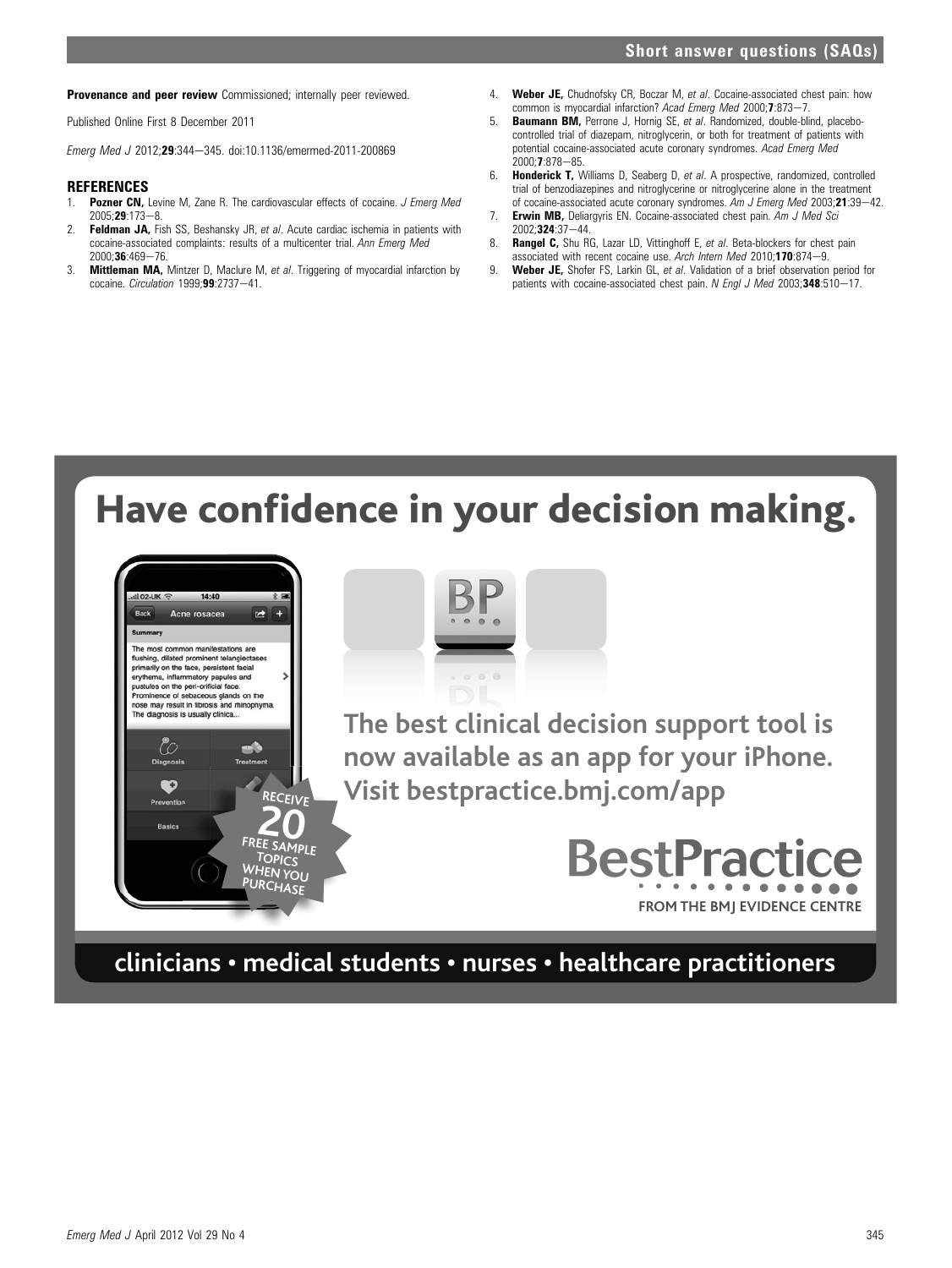**Provenance and peer review** Commissioned; internally peer reviewed.

Published Online First 8 December 2011

*Emerg Med J* 2012;**29**:344—345. doi:10.1136/emermed-2011-200869

## REFERENCES

1. **Pozner CN,** Levine M, Zane R. The cardiovascular effects of cocaine. *J Emerg Med* 2005;**29**:173—8.
2. **Feldman JA,** Fish SS, Beshansky JR, *et al*. Acute cardiac ischemia in patients with cocaine-associated complaints: results of a multicenter trial. *Ann Emerg Med* 2000;**36**:469—76.
3. **Mittleman MA,** Mintzer D, Maclure M, *et al*. Triggering of myocardial infarction by cocaine. *Circulation* 1999;**99**:2737—41.
4. **Weber JE,** Chudnofsky CR, Boczar M, *et al*. Cocaine-associated chest pain: how common is myocardial infarction? *Acad Emerg Med* 2000;**7**:873—7.
5. **Baumann BM,** Perrone J, Hornig SE, *et al*. Randomized, double-blind, placebo-controlled trial of diazepam, nitroglycerin, or both for treatment of patients with potential cocaine-associated acute coronary syndromes. *Acad Emerg Med* 2000;**7**:878—85.
6. **Honderick T,** Williams D, Seaberg D, *et al*. A prospective, randomized, controlled trial of benzodiazepines and nitroglycerine or nitroglycerine alone in the treatment of cocaine-associated acute coronary syndromes. *Am J Emerg Med* 2003;**21**:39—42.
7. **Erwin MB,** Deliargyris EN. Cocaine-associated chest pain. *Am J Med Sci* 2002;**324**:37—44.
8. **Rangel C,** Shu RG, Lazar LD, Vittinghoff E, *et al*. Beta-blockers for chest pain associated with recent cocaine use. *Arch Intern Med* 2010;**170**:874—9.
9. **Weber JE,** Shofer FS, Larkin GL, *et al*. Validation of a brief observation period for patients with cocaine-associated chest pain. *N Engl J Med* 2003;**348**:510—17.

Have confidence in your decision making.

The best clinical decision support tool is now available as an app for your iPhone. Visit bestpractice.bmj.com/app

RECEIVE 20 FREE SAMPLE TOPICS WHEN YOU PURCHASE

BestPractice

FROM THE BMJ EVIDENCE CENTRE

clinicians • medical students • nurses • healthcare practitioners